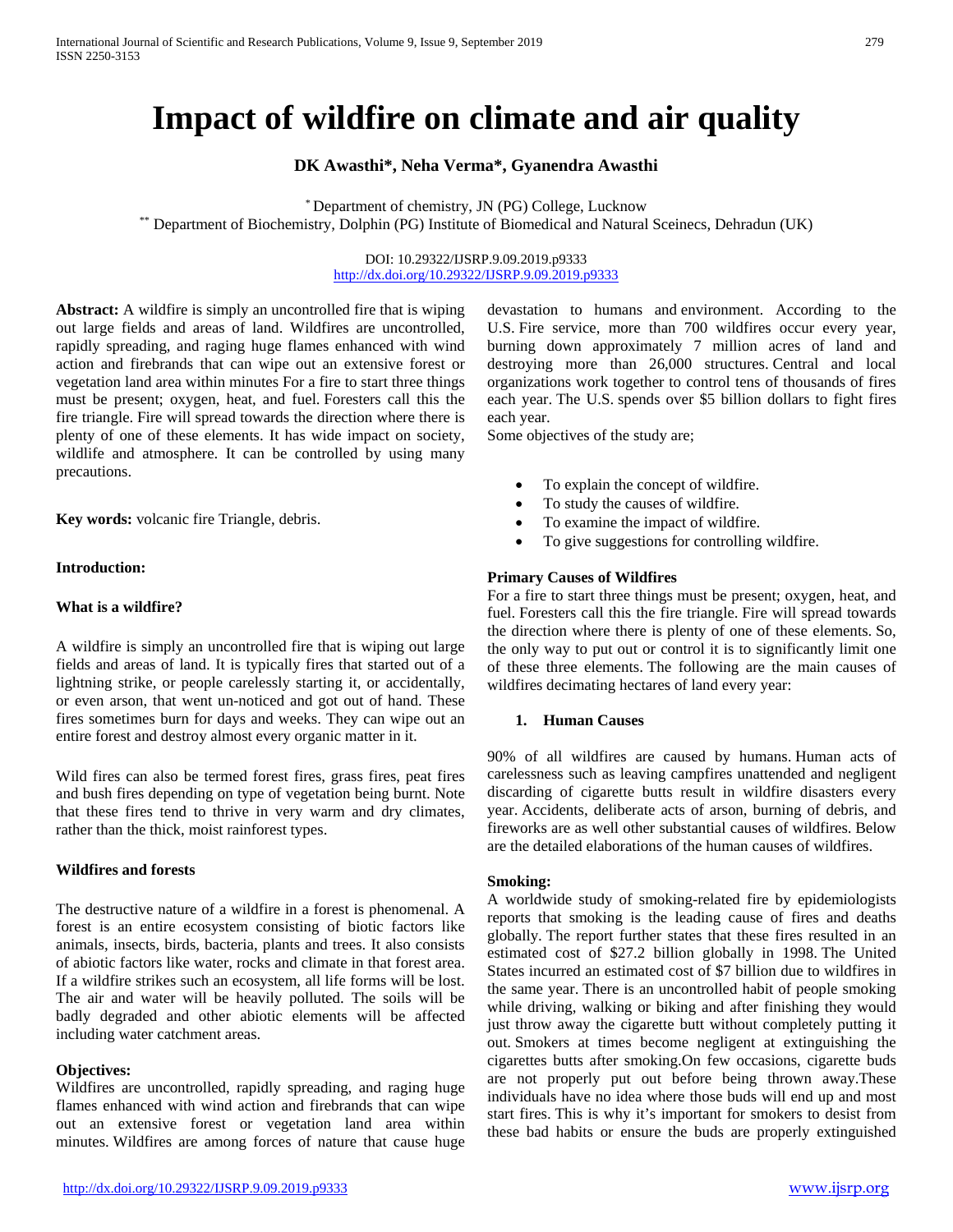# Impact of wildfire on climate and air quality

**DK Awasthi\*, Neha Verma\*, Gyanendra Awasthi**

\* Department of chemistry, JN (PG) College, Lucknow

\*\* Department of Biochemistry, Dolphin (PG) Institute of Biomedical and Natural Sceinecs, Dehradun (UK)

DOI: 10.29322/IJSRP.9.09.2019.p9333
http://dx.doi.org/10.29322/IJSRP.9.09.2019.p9333

**Abstract:** A wildfire is simply an uncontrolled fire that is wiping out large fields and areas of land. Wildfires are uncontrolled, rapidly spreading, and raging huge flames enhanced with wind action and firebrands that can wipe out an extensive forest or vegetation land area within minutes For a fire to start three things must be present; oxygen, heat, and fuel. Foresters call this the fire triangle. Fire will spread towards the direction where there is plenty of one of these elements. It has wide impact on society, wildlife and atmosphere. It can be controlled by using many precautions.

**Key words:** volcanic fire Triangle, debris.

## Introduction:

### What is a wildfire?

A wildfire is simply an uncontrolled fire that is wiping out large fields and areas of land. It is typically fires that started out of a lightning strike, or people carelessly starting it, or accidentally, or even arson, that went un-noticed and got out of hand. These fires sometimes burn for days and weeks. They can wipe out an entire forest and destroy almost every organic matter in it.

Wild fires can also be termed forest fires, grass fires, peat fires and bush fires depending on type of vegetation being burnt. Note that these fires tend to thrive in very warm and dry climates, rather than the thick, moist rainforest types.

### Wildfires and forests

The destructive nature of a wildfire in a forest is phenomenal. A forest is an entire ecosystem consisting of biotic factors like animals, insects, birds, bacteria, plants and trees. It also consists of abiotic factors like water, rocks and climate in that forest area. If a wildfire strikes such an ecosystem, all life forms will be lost. The air and water will be heavily polluted. The soils will be badly degraded and other abiotic elements will be affected including water catchment areas.

### Objectives:

Wildfires are uncontrolled, rapidly spreading, and raging huge flames enhanced with wind action and firebrands that can wipe out an extensive forest or vegetation land area within minutes. Wildfires are among forces of nature that cause huge devastation to humans and environment. According to the U.S. Fire service, more than 700 wildfires occur every year, burning down approximately 7 million acres of land and destroying more than 26,000 structures. Central and local organizations work together to control tens of thousands of fires each year. The U.S. spends over $5 billion dollars to fight fires each year.

Some objectives of the study are;

- To explain the concept of wildfire.
- To study the causes of wildfire.
- To examine the impact of wildfire.
- To give suggestions for controlling wildfire.

### Primary Causes of Wildfires

For a fire to start three things must be present; oxygen, heat, and fuel. Foresters call this the fire triangle. Fire will spread towards the direction where there is plenty of one of these elements. So, the only way to put out or control it is to significantly limit one of these three elements. The following are the main causes of wildfires decimating hectares of land every year:

1. **Human Causes**

90% of all wildfires are caused by humans. Human acts of carelessness such as leaving campfires unattended and negligent discarding of cigarette butts result in wildfire disasters every year. Accidents, deliberate acts of arson, burning of debris, and fireworks are as well other substantial causes of wildfires. Below are the detailed elaborations of the human causes of wildfires.

**Smoking:**

A worldwide study of smoking-related fire by epidemiologists reports that smoking is the leading cause of fires and deaths globally. The report further states that these fires resulted in an estimated cost of $27.2 billion globally in 1998. The United States incurred an estimated cost of $7 billion due to wildfires in the same year. There is an uncontrolled habit of people smoking while driving, walking or biking and after finishing they would just throw away the cigarette butt without completely putting it out. Smokers at times become negligent at extinguishing the cigarettes butts after smoking.On few occasions, cigarette buds are not properly put out before being thrown away.These individuals have no idea where those buds will end up and most start fires. This is why it's important for smokers to desist from these bad habits or ensure the buds are properly extinguished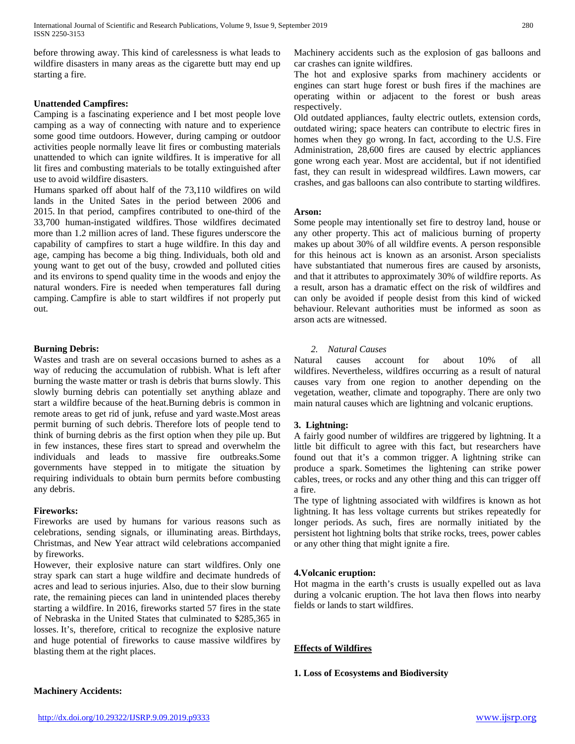before throwing away. This kind of carelessness is what leads to wildfire disasters in many areas as the cigarette butt may end up starting a fire.

**Unattended Campfires:**

Camping is a fascinating experience and I bet most people love camping as a way of connecting with nature and to experience some good time outdoors. However, during camping or outdoor activities people normally leave lit fires or combusting materials unattended to which can ignite wildfires. It is imperative for all lit fires and combusting materials to be totally extinguished after use to avoid wildfire disasters.

Humans sparked off about half of the 73,110 wildfires on wild lands in the United Sates in the period between 2006 and 2015. In that period, campfires contributed to one-third of the 33,700 human-instigated wildfires. Those wildfires decimated more than 1.2 million acres of land. These figures underscore the capability of campfires to start a huge wildfire. In this day and age, camping has become a big thing. Individuals, both old and young want to get out of the busy, crowded and polluted cities and its environs to spend quality time in the woods and enjoy the natural wonders. Fire is needed when temperatures fall during camping. Campfire is able to start wildfires if not properly put out.

**Burning Debris:**

Wastes and trash are on several occasions burned to ashes as a way of reducing the accumulation of rubbish. What is left after burning the waste matter or trash is debris that burns slowly. This slowly burning debris can potentially set anything ablaze and start a wildfire because of the heat.Burning debris is common in remote areas to get rid of junk, refuse and yard waste.Most areas permit burning of such debris. Therefore lots of people tend to think of burning debris as the first option when they pile up. But in few instances, these fires start to spread and overwhelm the individuals and leads to massive fire outbreaks.Some governments have stepped in to mitigate the situation by requiring individuals to obtain burn permits before combusting any debris.

**Fireworks:**

Fireworks are used by humans for various reasons such as celebrations, sending signals, or illuminating areas. Birthdays, Christmas, and New Year attract wild celebrations accompanied by fireworks.

However, their explosive nature can start wildfires. Only one stray spark can start a huge wildfire and decimate hundreds of acres and lead to serious injuries. Also, due to their slow burning rate, the remaining pieces can land in unintended places thereby starting a wildfire. In 2016, fireworks started 57 fires in the state of Nebraska in the United States that culminated to $285,365 in losses. It's, therefore, critical to recognize the explosive nature and huge potential of fireworks to cause massive wildfires by blasting them at the right places.

**Machinery Accidents:**

Machinery accidents such as the explosion of gas balloons and car crashes can ignite wildfires.

The hot and explosive sparks from machinery accidents or engines can start huge forest or bush fires if the machines are operating within or adjacent to the forest or bush areas respectively.

Old outdated appliances, faulty electric outlets, extension cords, outdated wiring; space heaters can contribute to electric fires in homes when they go wrong. In fact, according to the U.S. Fire Administration, 28,600 fires are caused by electric appliances gone wrong each year. Most are accidental, but if not identified fast, they can result in widespread wildfires. Lawn mowers, car crashes, and gas balloons can also contribute to starting wildfires.

**Arson:**

Some people may intentionally set fire to destroy land, house or any other property. This act of malicious burning of property makes up about 30% of all wildfire events. A person responsible for this heinous act is known as an arsonist. Arson specialists have substantiated that numerous fires are caused by arsonists, and that it attributes to approximately 30% of wildfire reports. As a result, arson has a dramatic effect on the risk of wildfires and can only be avoided if people desist from this kind of wicked behaviour. Relevant authorities must be informed as soon as arson acts are witnessed.

*2. Natural Causes*

Natural causes account for about 10% of all wildfires. Nevertheless, wildfires occurring as a result of natural causes vary from one region to another depending on the vegetation, weather, climate and topography. There are only two main natural causes which are lightning and volcanic eruptions.

**3. Lightning:**

A fairly good number of wildfires are triggered by lightning. It a little bit difficult to agree with this fact, but researchers have found out that it's a common trigger. A lightning strike can produce a spark. Sometimes the lightening can strike power cables, trees, or rocks and any other thing and this can trigger off a fire.

The type of lightning associated with wildfires is known as hot lightning. It has less voltage currents but strikes repeatedly for longer periods. As such, fires are normally initiated by the persistent hot lightning bolts that strike rocks, trees, power cables or any other thing that might ignite a fire.

**4.Volcanic eruption:**

Hot magma in the earth's crusts is usually expelled out as lava during a volcanic eruption. The hot lava then flows into nearby fields or lands to start wildfires.

## Effects of Wildfires

**1. Loss of Ecosystems and Biodiversity**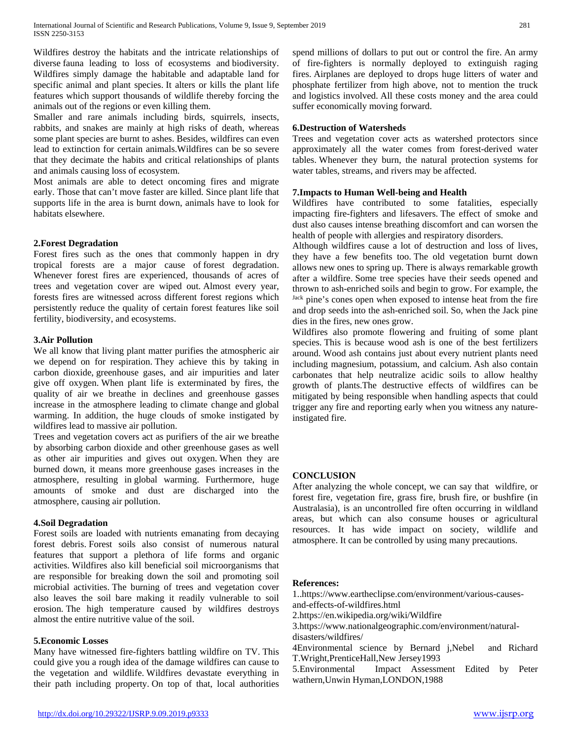Wildfires destroy the habitats and the intricate relationships of diverse fauna leading to loss of ecosystems and biodiversity. Wildfires simply damage the habitable and adaptable land for specific animal and plant species. It alters or kills the plant life features which support thousands of wildlife thereby forcing the animals out of the regions or even killing them.

Smaller and rare animals including birds, squirrels, insects, rabbits, and snakes are mainly at high risks of death, whereas some plant species are burnt to ashes. Besides, wildfires can even lead to extinction for certain animals.Wildfires can be so severe that they decimate the habits and critical relationships of plants and animals causing loss of ecosystem.

Most animals are able to detect oncoming fires and migrate early. Those that can't move faster are killed. Since plant life that supports life in the area is burnt down, animals have to look for habitats elsewhere.

### 2.Forest Degradation

Forest fires such as the ones that commonly happen in dry tropical forests are a major cause of forest degradation. Whenever forest fires are experienced, thousands of acres of trees and vegetation cover are wiped out. Almost every year, forests fires are witnessed across different forest regions which persistently reduce the quality of certain forest features like soil fertility, biodiversity, and ecosystems.

### 3.Air Pollution

We all know that living plant matter purifies the atmospheric air we depend on for respiration. They achieve this by taking in carbon dioxide, greenhouse gases, and air impurities and later give off oxygen. When plant life is exterminated by fires, the quality of air we breathe in declines and greenhouse gasses increase in the atmosphere leading to climate change and global warming. In addition, the huge clouds of smoke instigated by wildfires lead to massive air pollution.

Trees and vegetation covers act as purifiers of the air we breathe by absorbing carbon dioxide and other greenhouse gases as well as other air impurities and gives out oxygen. When they are burned down, it means more greenhouse gases increases in the atmosphere, resulting in global warming. Furthermore, huge amounts of smoke and dust are discharged into the atmosphere, causing air pollution.

### 4.Soil Degradation

Forest soils are loaded with nutrients emanating from decaying forest debris. Forest soils also consist of numerous natural features that support a plethora of life forms and organic activities. Wildfires also kill beneficial soil microorganisms that are responsible for breaking down the soil and promoting soil microbial activities. The burning of trees and vegetation cover also leaves the soil bare making it readily vulnerable to soil erosion. The high temperature caused by wildfires destroys almost the entire nutritive value of the soil.

### 5.Economic Losses

Many have witnessed fire-fighters battling wildfire on TV. This could give you a rough idea of the damage wildfires can cause to the vegetation and wildlife. Wildfires devastate everything in their path including property. On top of that, local authorities spend millions of dollars to put out or control the fire. An army of fire-fighters is normally deployed to extinguish raging fires. Airplanes are deployed to drops huge litters of water and phosphate fertilizer from high above, not to mention the truck and logistics involved. All these costs money and the area could suffer economically moving forward.

### 6.Destruction of Watersheds

Trees and vegetation cover acts as watershed protectors since approximately all the water comes from forest-derived water tables. Whenever they burn, the natural protection systems for water tables, streams, and rivers may be affected.

### 7.Impacts to Human Well-being and Health

Wildfires have contributed to some fatalities, especially impacting fire-fighters and lifesavers. The effect of smoke and dust also causes intense breathing discomfort and can worsen the health of people with allergies and respiratory disorders.

Although wildfires cause a lot of destruction and loss of lives, they have a few benefits too. The old vegetation burnt down allows new ones to spring up. There is always remarkable growth after a wildfire. Some tree species have their seeds opened and thrown to ash-enriched soils and begin to grow. For example, the Jack pine's cones open when exposed to intense heat from the fire and drop seeds into the ash-enriched soil. So, when the Jack pine dies in the fires, new ones grow.

Wildfires also promote flowering and fruiting of some plant species. This is because wood ash is one of the best fertilizers around. Wood ash contains just about every nutrient plants need including magnesium, potassium, and calcium. Ash also contain carbonates that help neutralize acidic soils to allow healthy growth of plants.The destructive effects of wildfires can be mitigated by being responsible when handling aspects that could trigger any fire and reporting early when you witness any nature-instigated fire.

## CONCLUSION

After analyzing the whole concept, we can say that wildfire, or forest fire, vegetation fire, grass fire, brush fire, or bushfire (in Australasia), is an uncontrolled fire often occurring in wildland areas, but which can also consume houses or agricultural resources. It has wide impact on society, wildlife and atmosphere. It can be controlled by using many precautions.

### References:

1..https://www.eartheclipse.com/environment/various-causes-and-effects-of-wildfires.html

2.https://en.wikipedia.org/wiki/Wildfire

3.https://www.nationalgeographic.com/environment/natural-disasters/wildfires/

4Environmental science by Bernard j,Nebel and Richard T.Wright,PrenticeHall,New Jersey1993

5.Environmental Impact Assessment Edited by Peter wathern,Unwin Hyman,LONDON,1988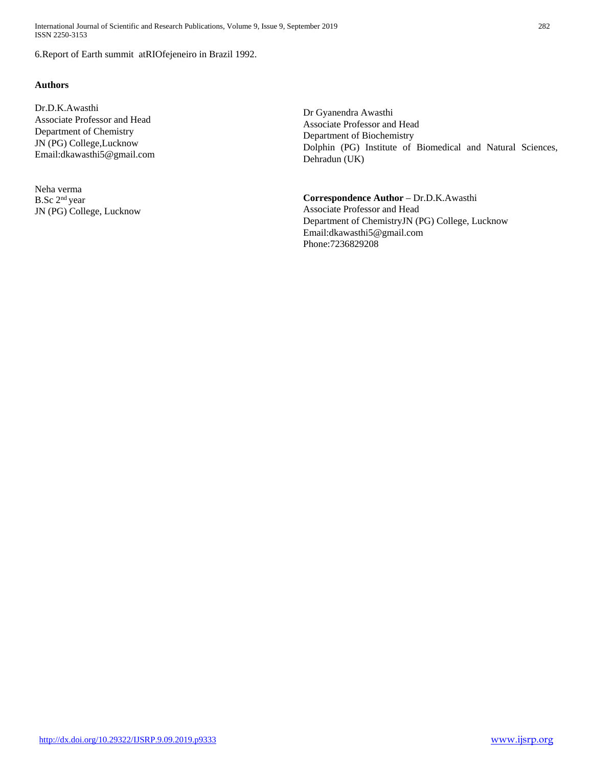6.Report of Earth summit atRIOfejeneiro in Brazil 1992.

**Authors**

Dr.D.K.Awasthi
Associate Professor and Head
Department of Chemistry
JN (PG) College,Lucknow
Email:dkawasthi5@gmail.com

Dr Gyanendra Awasthi
Associate Professor and Head
Department of Biochemistry
Dolphin (PG) Institute of Biomedical and Natural Sciences, Dehradun (UK)

Neha verma
B.Sc 2nd year
JN (PG) College, Lucknow

**Correspondence Author** – Dr.D.K.Awasthi
Associate Professor and Head
Department of ChemistryJN (PG) College, Lucknow
Email:dkawasthi5@gmail.com
Phone:7236829208